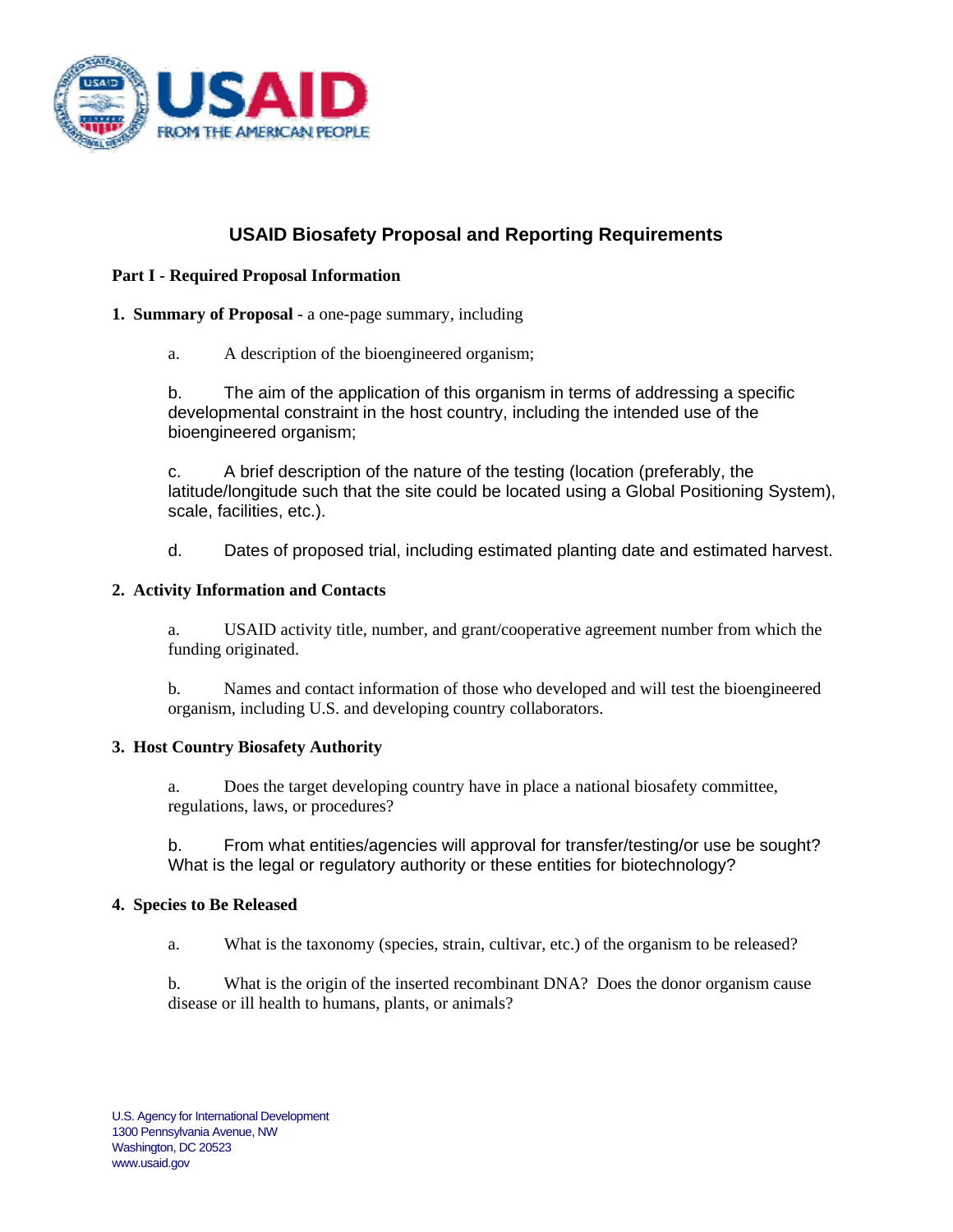# USAID Biosafety Proposal and Reporting Requirements

## Part I - Required Proposal Information

**1. Summary of Proposal** - a one-page summary, including

a. A description of the bioengineered organism;

b. The aim of the application of this organism in terms of addressing a specific developmental constraint in the host country, including the intended use of the bioengineered organism;

c. A brief description of the nature of the testing (location (preferably, the latitude/longitude such that the site could be located using a Global Positioning System), scale, facilities, etc.).

d. Dates of proposed trial, including estimated planting date and estimated harvest.

**2. Activity Information and Contacts**

a. USAID activity title, number, and grant/cooperative agreement number from which the funding originated.

b. Names and contact information of those who developed and will test the bioengineered organism, including U.S. and developing country collaborators.

**3. Host Country Biosafety Authority**

a. Does the target developing country have in place a national biosafety committee, regulations, laws, or procedures?

b. From what entities/agencies will approval for transfer/testing/or use be sought? What is the legal or regulatory authority or these entities for biotechnology?

**4. Species to Be Released**

a. What is the taxonomy (species, strain, cultivar, etc.) of the organism to be released?

b. What is the origin of the inserted recombinant DNA? Does the donor organism cause disease or ill health to humans, plants, or animals?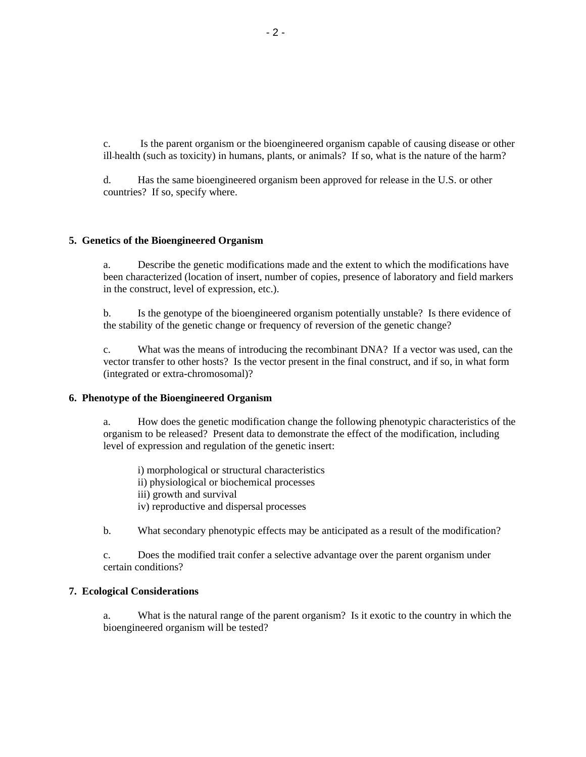c. Is the parent organism or the bioengineered organism capable of causing disease or other ill-health (such as toxicity) in humans, plants, or animals? If so, what is the nature of the harm?

d. Has the same bioengineered organism been approved for release in the U.S. or other countries? If so, specify where.

**5. Genetics of the Bioengineered Organism**

a. Describe the genetic modifications made and the extent to which the modifications have been characterized (location of insert, number of copies, presence of laboratory and field markers in the construct, level of expression, etc.).

b. Is the genotype of the bioengineered organism potentially unstable? Is there evidence of the stability of the genetic change or frequency of reversion of the genetic change?

c. What was the means of introducing the recombinant DNA? If a vector was used, can the vector transfer to other hosts? Is the vector present in the final construct, and if so, in what form (integrated or extra-chromosomal)?

**6. Phenotype of the Bioengineered Organism**

a. How does the genetic modification change the following phenotypic characteristics of the organism to be released? Present data to demonstrate the effect of the modification, including level of expression and regulation of the genetic insert:

i) morphological or structural characteristics
ii) physiological or biochemical processes
iii) growth and survival
iv) reproductive and dispersal processes

b. What secondary phenotypic effects may be anticipated as a result of the modification?

c. Does the modified trait confer a selective advantage over the parent organism under certain conditions?

**7. Ecological Considerations**

a. What is the natural range of the parent organism? Is it exotic to the country in which the bioengineered organism will be tested?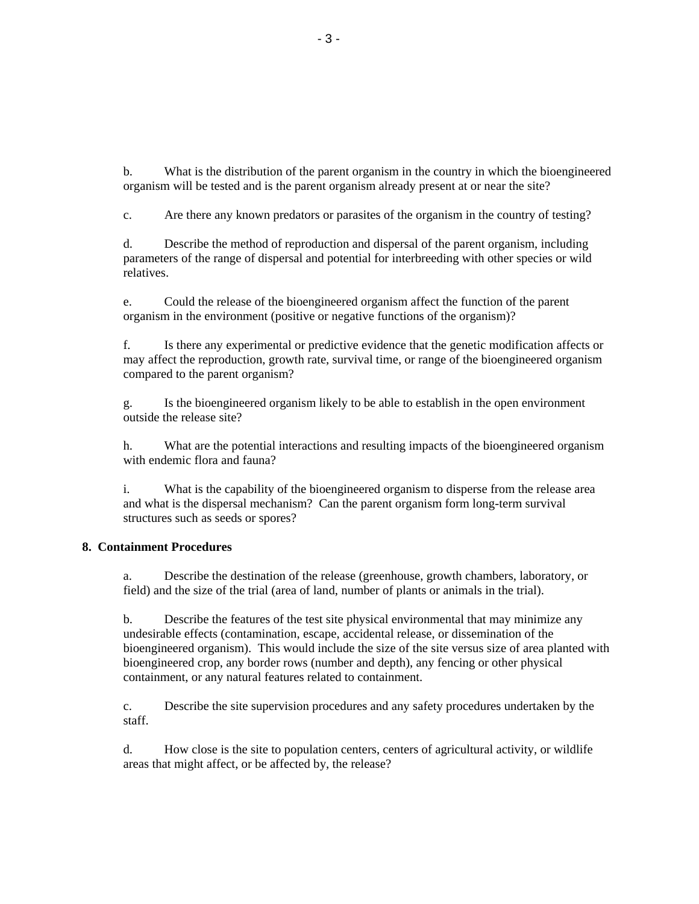b. What is the distribution of the parent organism in the country in which the bioengineered organism will be tested and is the parent organism already present at or near the site?

c. Are there any known predators or parasites of the organism in the country of testing?

d. Describe the method of reproduction and dispersal of the parent organism, including parameters of the range of dispersal and potential for interbreeding with other species or wild relatives.

e. Could the release of the bioengineered organism affect the function of the parent organism in the environment (positive or negative functions of the organism)?

f. Is there any experimental or predictive evidence that the genetic modification affects or may affect the reproduction, growth rate, survival time, or range of the bioengineered organism compared to the parent organism?

g. Is the bioengineered organism likely to be able to establish in the open environment outside the release site?

h. What are the potential interactions and resulting impacts of the bioengineered organism with endemic flora and fauna?

i. What is the capability of the bioengineered organism to disperse from the release area and what is the dispersal mechanism? Can the parent organism form long-term survival structures such as seeds or spores?

**8. Containment Procedures**

a. Describe the destination of the release (greenhouse, growth chambers, laboratory, or field) and the size of the trial (area of land, number of plants or animals in the trial).

b. Describe the features of the test site physical environmental that may minimize any undesirable effects (contamination, escape, accidental release, or dissemination of the bioengineered organism). This would include the size of the site versus size of area planted with bioengineered crop, any border rows (number and depth), any fencing or other physical containment, or any natural features related to containment.

c. Describe the site supervision procedures and any safety procedures undertaken by the staff.

d. How close is the site to population centers, centers of agricultural activity, or wildlife areas that might affect, or be affected by, the release?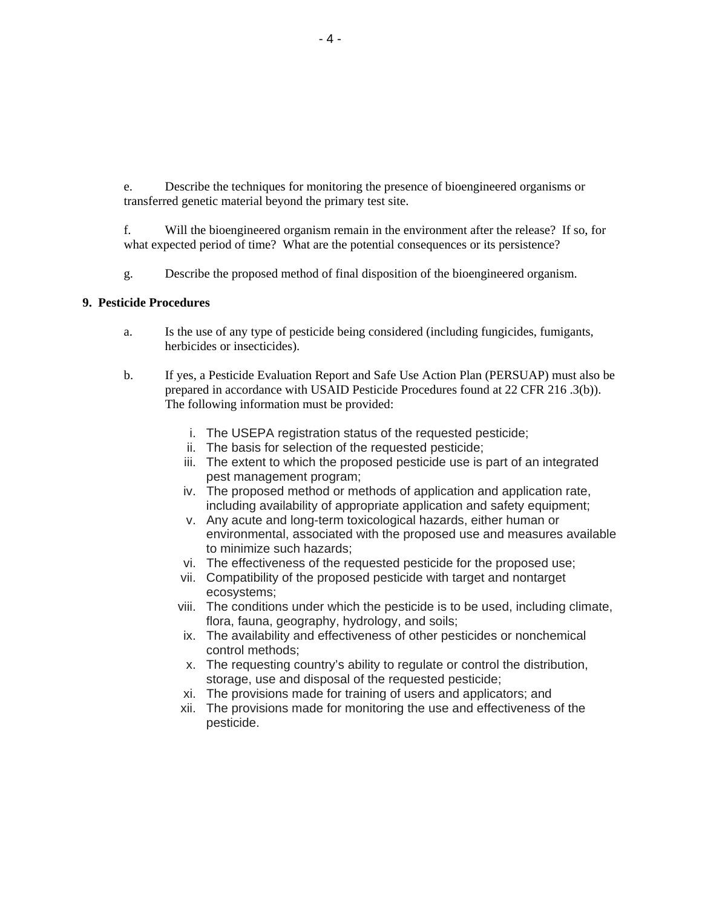e. Describe the techniques for monitoring the presence of bioengineered organisms or transferred genetic material beyond the primary test site.

f. Will the bioengineered organism remain in the environment after the release? If so, for what expected period of time? What are the potential consequences or its persistence?

g. Describe the proposed method of final disposition of the bioengineered organism.

**9. Pesticide Procedures**

a. Is the use of any type of pesticide being considered (including fungicides, fumigants, herbicides or insecticides).

b. If yes, a Pesticide Evaluation Report and Safe Use Action Plan (PERSUAP) must also be prepared in accordance with USAID Pesticide Procedures found at 22 CFR 216 .3(b)). The following information must be provided:

   i. The USEPA registration status of the requested pesticide;
   ii. The basis for selection of the requested pesticide;
   iii. The extent to which the proposed pesticide use is part of an integrated pest management program;
   iv. The proposed method or methods of application and application rate, including availability of appropriate application and safety equipment;
   v. Any acute and long-term toxicological hazards, either human or environmental, associated with the proposed use and measures available to minimize such hazards;
   vi. The effectiveness of the requested pesticide for the proposed use;
   vii. Compatibility of the proposed pesticide with target and nontarget ecosystems;
   viii. The conditions under which the pesticide is to be used, including climate, flora, fauna, geography, hydrology, and soils;
   ix. The availability and effectiveness of other pesticides or nonchemical control methods;
   x. The requesting country's ability to regulate or control the distribution, storage, use and disposal of the requested pesticide;
   xi. The provisions made for training of users and applicators; and
   xii. The provisions made for monitoring the use and effectiveness of the pesticide.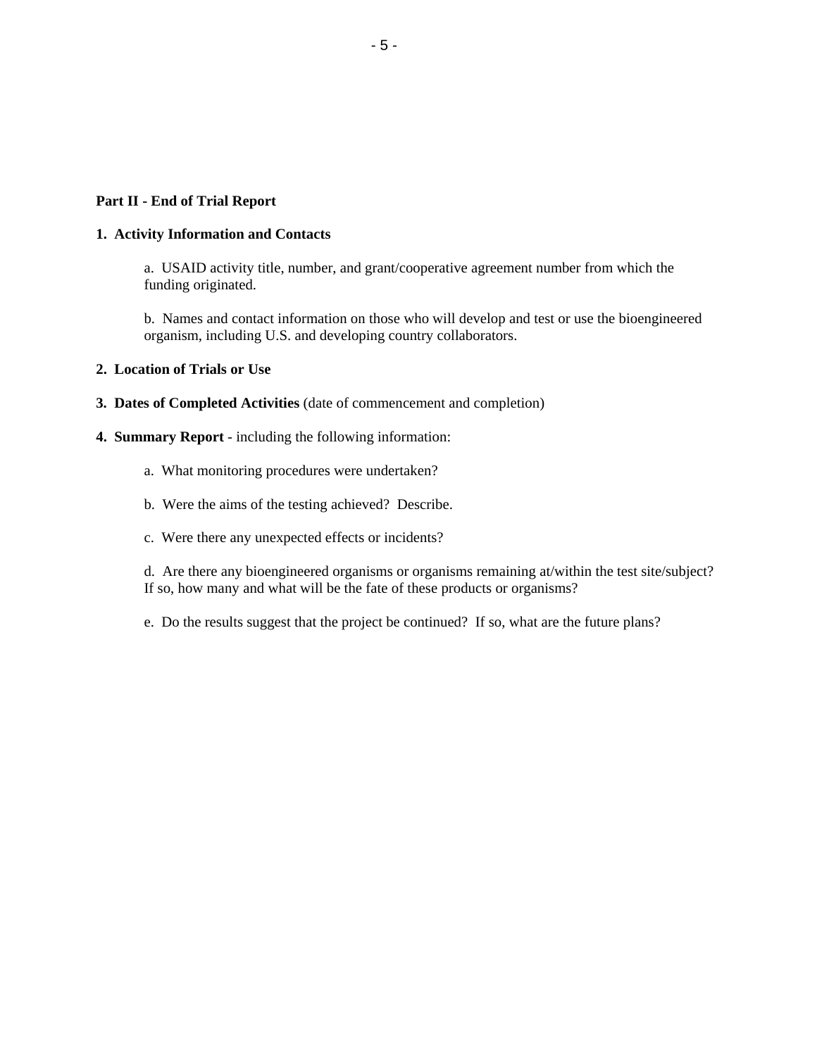**Part II - End of Trial Report**

**1. Activity Information and Contacts**

a. USAID activity title, number, and grant/cooperative agreement number from which the funding originated.

b. Names and contact information on those who will develop and test or use the bioengineered organism, including U.S. and developing country collaborators.

**2. Location of Trials or Use**

**3. Dates of Completed Activities** (date of commencement and completion)

**4. Summary Report** - including the following information:

a. What monitoring procedures were undertaken?

b. Were the aims of the testing achieved? Describe.

c. Were there any unexpected effects or incidents?

d. Are there any bioengineered organisms or organisms remaining at/within the test site/subject? If so, how many and what will be the fate of these products or organisms?

e. Do the results suggest that the project be continued? If so, what are the future plans?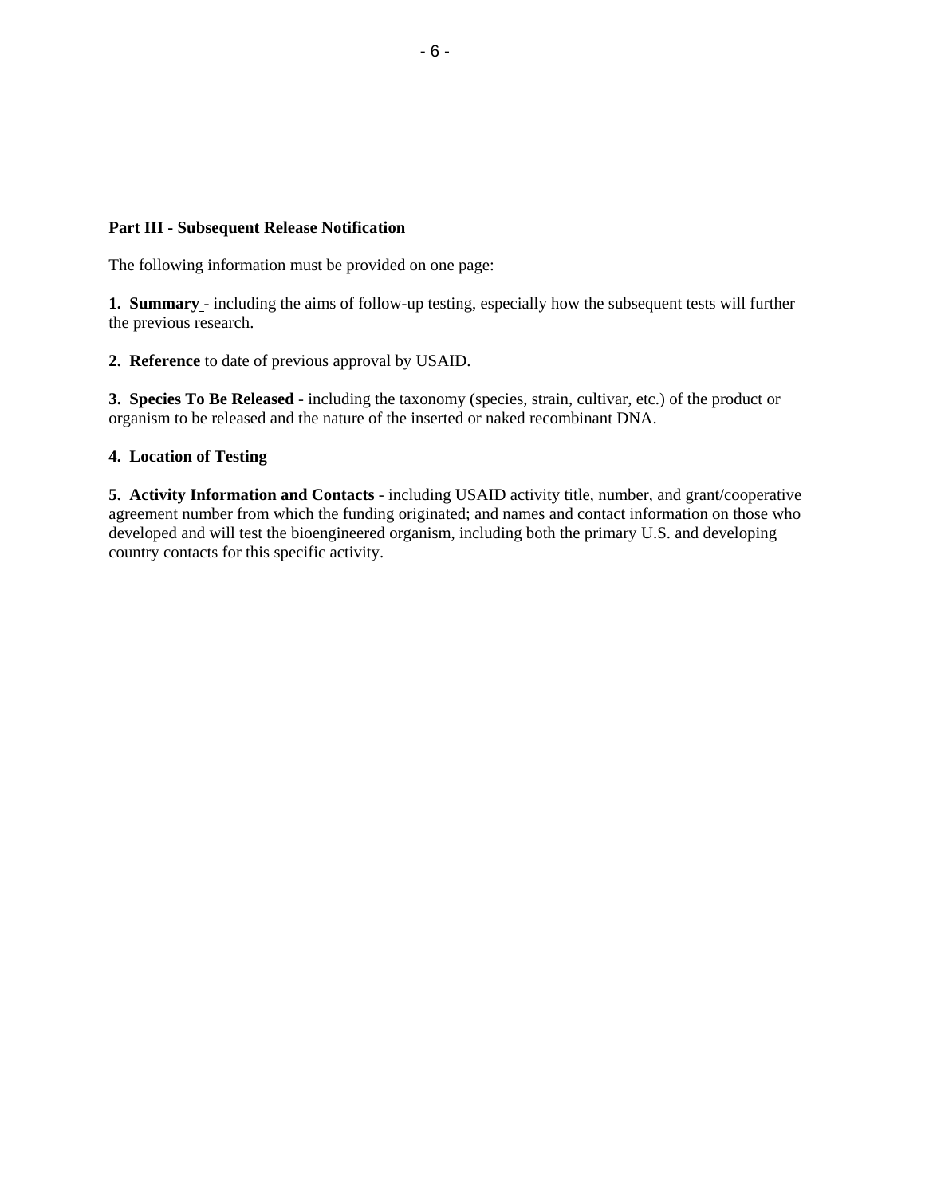**Part III - Subsequent Release Notification**

The following information must be provided on one page:

**1. Summary** - including the aims of follow-up testing, especially how the subsequent tests will further the previous research.

**2. Reference** to date of previous approval by USAID.

**3. Species To Be Released** - including the taxonomy (species, strain, cultivar, etc.) of the product or organism to be released and the nature of the inserted or naked recombinant DNA.

**4. Location of Testing**

**5. Activity Information and Contacts** - including USAID activity title, number, and grant/cooperative agreement number from which the funding originated; and names and contact information on those who developed and will test the bioengineered organism, including both the primary U.S. and developing country contacts for this specific activity.